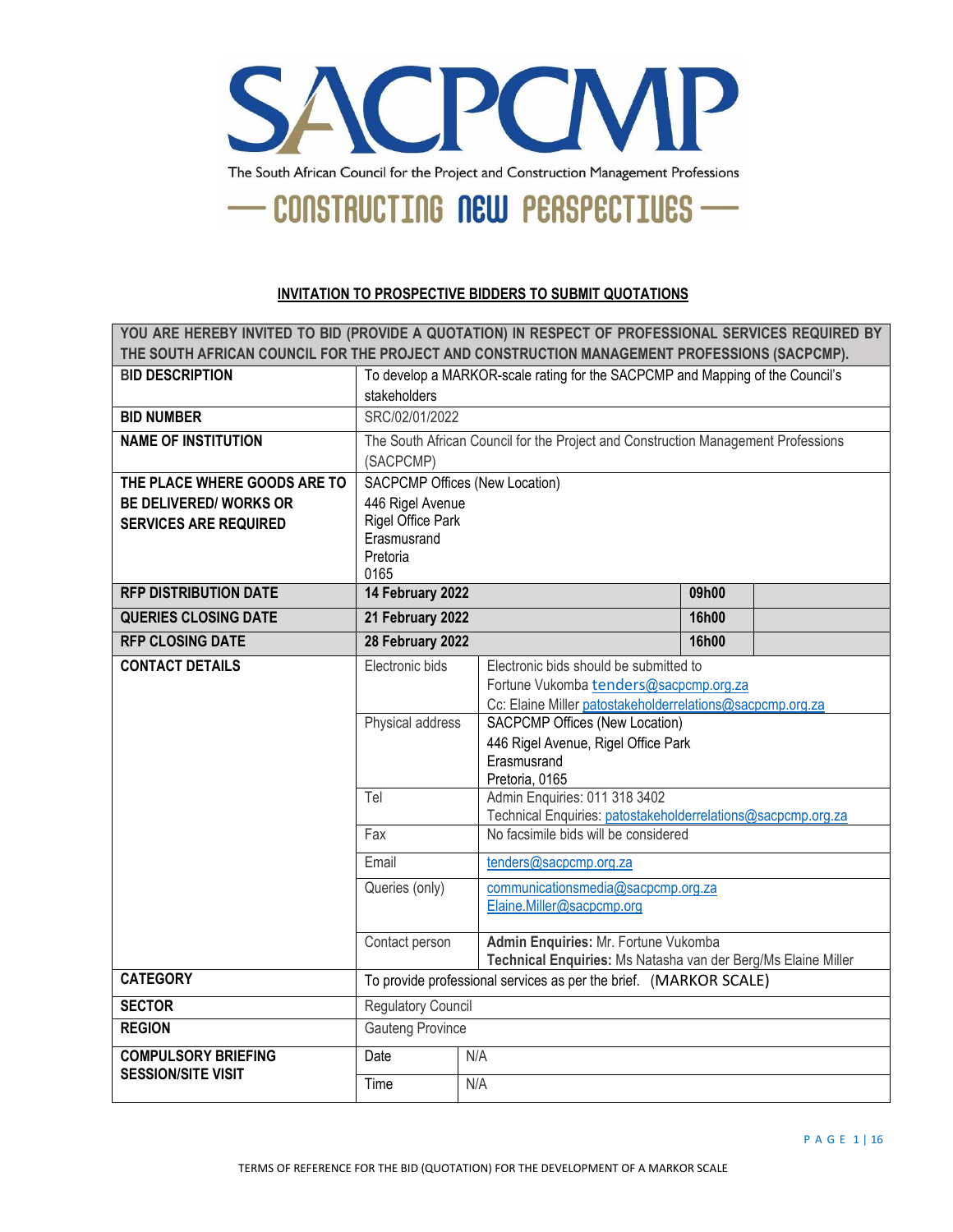# SACPCMP

The South African Council for the Project and Construction Management Professions

— CONSTRUCTING NEW PERSPECTIVES —

**INVITATION TO PROSPECTIVE BIDDERS TO SUBMIT QUOTATIONS**

| YOU ARE HEREBY INVITED TO BID (PROVIDE A QUOTATION) IN RESPECT OF PROFESSIONAL SERVICES REQUIRED BY THE SOUTH AFRICAN COUNCIL FOR THE PROJECT AND CONSTRUCTION MANAGEMENT PROFESSIONS (SACPCMP). | | | |
|---|---|---|---|
| **BID DESCRIPTION** | To develop a MARKOR-scale rating for the SACPCMP and Mapping of the Council's stakeholders | | |
| **BID NUMBER** | SRC/02/01/2022 | | |
| **NAME OF INSTITUTION** | The South African Council for the Project and Construction Management Professions (SACPCMP) | | |
| **THE PLACE WHERE GOODS ARE TO BE DELIVERED/ WORKS OR SERVICES ARE REQUIRED** | SACPCMP Offices (New Location)<br>446 Rigel Avenue<br>Rigel Office Park<br>Erasmusrand<br>Pretoria<br>0165 | | |
| **RFP DISTRIBUTION DATE** | **14 February 2022** | **09h00** | |
| **QUERIES CLOSING DATE** | **21 February 2022** | **16h00** | |
| **RFP CLOSING DATE** | **28 February 2022** | **16h00** | |
| **CONTACT DETAILS** | Electronic bids | Electronic bids should be submitted to Fortune Vukomba tenders@sacpcmp.org.za<br>Cc: Elaine Miller patostakeholderrelations@sacpcmp.org.za | |
| | Physical address | SACPCMP Offices (New Location)<br>446 Rigel Avenue, Rigel Office Park<br>Erasmusrand<br>Pretoria, 0165 | |
| | Tel | Admin Enquiries: 011 318 3402<br>Technical Enquiries: patostakeholderrelations@sacpcmp.org.za | |
| | Fax | No facsimile bids will be considered | |
| | Email | tenders@sacpcmp.org.za | |
| | Queries (only) | communicationsmedia@sacpcmp.org.za<br>Elaine.Miller@sacpcmp.org | |
| | Contact person | **Admin Enquiries:** Mr. Fortune Vukomba<br>**Technical Enquiries:** Ms Natasha van der Berg/Ms Elaine Miller | |
| **CATEGORY** | To provide professional services as per the brief. (MARKOR SCALE) | | |
| **SECTOR** | Regulatory Council | | |
| **REGION** | Gauteng Province | | |
| **COMPULSORY BRIEFING SESSION/SITE VISIT** | Date | N/A | |
| | Time | N/A | |

TERMS OF REFERENCE FOR THE BID (QUOTATION) FOR THE DEVELOPMENT OF A MARKOR SCALE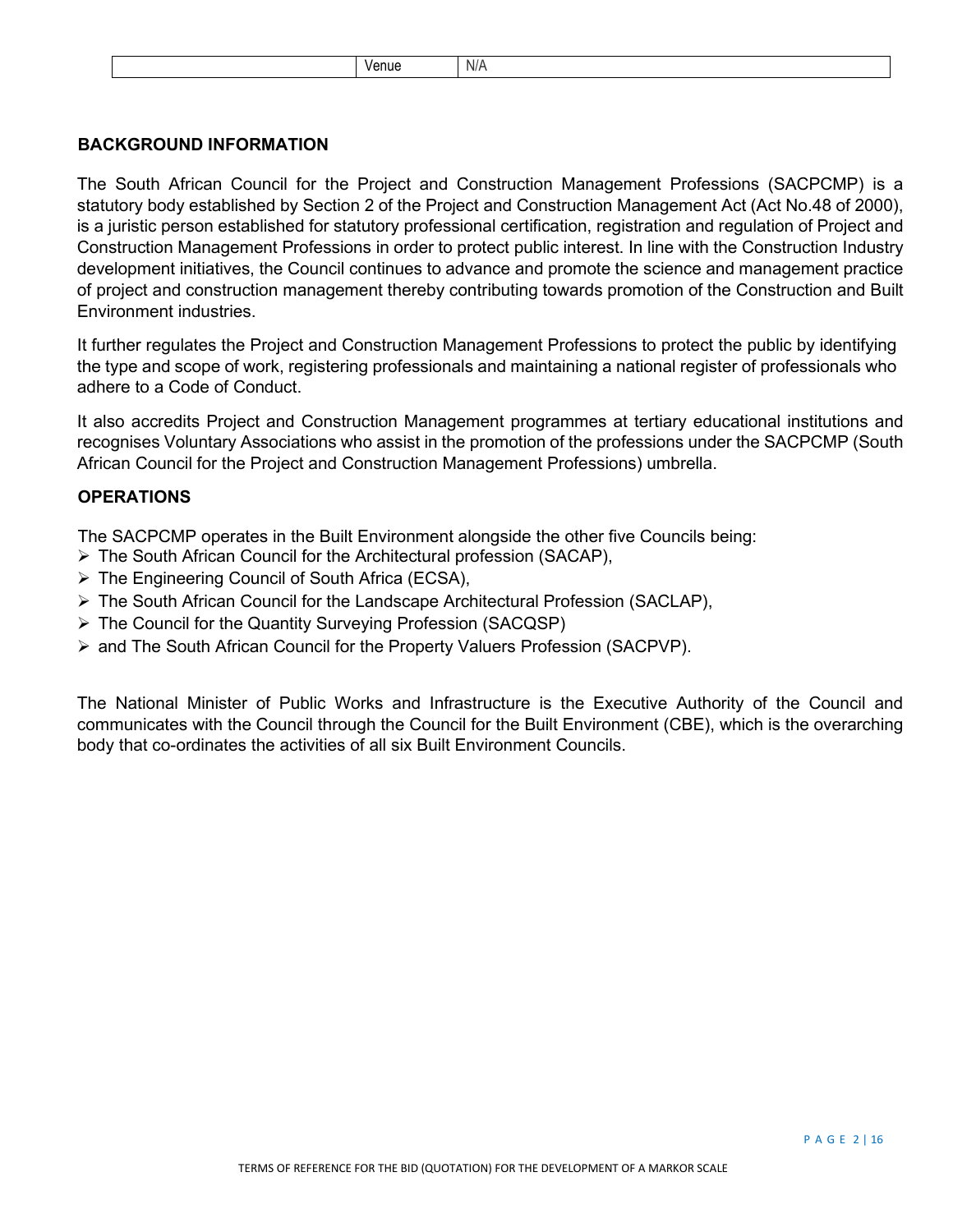| | Venue | N/A |
|---|---|---|

**BACKGROUND INFORMATION**

The South African Council for the Project and Construction Management Professions (SACPCMP) is a statutory body established by Section 2 of the Project and Construction Management Act (Act No.48 of 2000), is a juristic person established for statutory professional certification, registration and regulation of Project and Construction Management Professions in order to protect public interest. In line with the Construction Industry development initiatives, the Council continues to advance and promote the science and management practice of project and construction management thereby contributing towards promotion of the Construction and Built Environment industries.

It further regulates the Project and Construction Management Professions to protect the public by identifying the type and scope of work, registering professionals and maintaining a national register of professionals who adhere to a Code of Conduct.

It also accredits Project and Construction Management programmes at tertiary educational institutions and recognises Voluntary Associations who assist in the promotion of the professions under the SACPCMP (South African Council for the Project and Construction Management Professions) umbrella.

**OPERATIONS**

The SACPCMP operates in the Built Environment alongside the other five Councils being:

- The South African Council for the Architectural profession (SACAP),
- The Engineering Council of South Africa (ECSA),
- The South African Council for the Landscape Architectural Profession (SACLAP),
- The Council for the Quantity Surveying Profession (SACQSP)
- and The South African Council for the Property Valuers Profession (SACPVP).

The National Minister of Public Works and Infrastructure is the Executive Authority of the Council and communicates with the Council through the Council for the Built Environment (CBE), which is the overarching body that co-ordinates the activities of all six Built Environment Councils.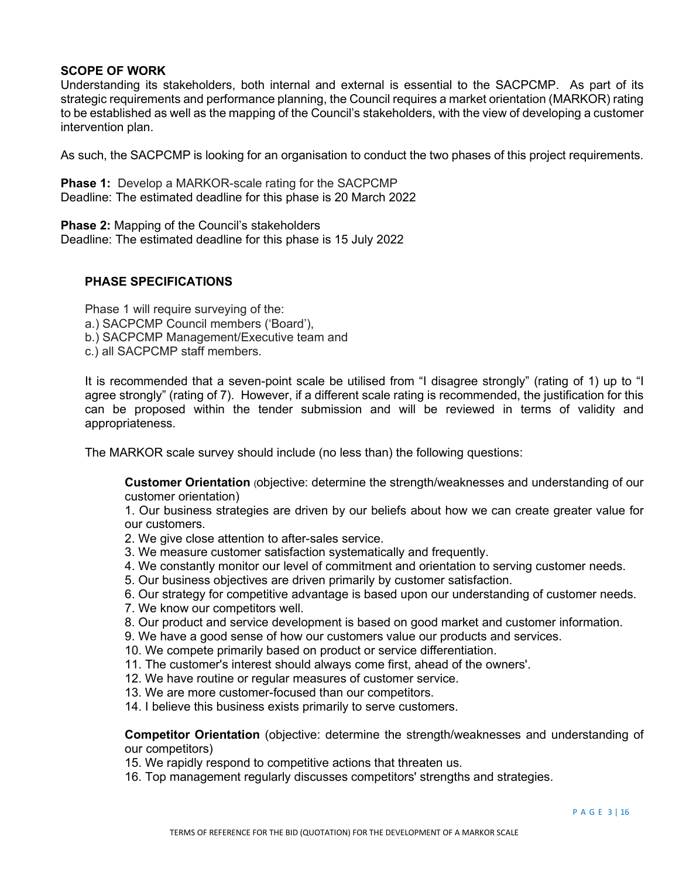**SCOPE OF WORK**

Understanding its stakeholders, both internal and external is essential to the SACPCMP. As part of its strategic requirements and performance planning, the Council requires a market orientation (MARKOR) rating to be established as well as the mapping of the Council's stakeholders, with the view of developing a customer intervention plan.

As such, the SACPCMP is looking for an organisation to conduct the two phases of this project requirements.

**Phase 1:** Develop a MARKOR-scale rating for the SACPCMP
Deadline: The estimated deadline for this phase is 20 March 2022

**Phase 2:** Mapping of the Council's stakeholders
Deadline: The estimated deadline for this phase is 15 July 2022

**PHASE SPECIFICATIONS**

Phase 1 will require surveying of the:
a.) SACPCMP Council members ('Board'),
b.) SACPCMP Management/Executive team and
c.) all SACPCMP staff members.

It is recommended that a seven-point scale be utilised from "I disagree strongly" (rating of 1) up to "I agree strongly" (rating of 7). However, if a different scale rating is recommended, the justification for this can be proposed within the tender submission and will be reviewed in terms of validity and appropriateness.

The MARKOR scale survey should include (no less than) the following questions:

**Customer Orientation** (objective: determine the strength/weaknesses and understanding of our customer orientation)

1. Our business strategies are driven by our beliefs about how we can create greater value for our customers.
2. We give close attention to after-sales service.
3. We measure customer satisfaction systematically and frequently.
4. We constantly monitor our level of commitment and orientation to serving customer needs.
5. Our business objectives are driven primarily by customer satisfaction.
6. Our strategy for competitive advantage is based upon our understanding of customer needs.
7. We know our competitors well.
8. Our product and service development is based on good market and customer information.
9. We have a good sense of how our customers value our products and services.
10. We compete primarily based on product or service differentiation.
11. The customer's interest should always come first, ahead of the owners'.
12. We have routine or regular measures of customer service.
13. We are more customer-focused than our competitors.
14. I believe this business exists primarily to serve customers.

**Competitor Orientation** (objective: determine the strength/weaknesses and understanding of our competitors)

15. We rapidly respond to competitive actions that threaten us.
16. Top management regularly discusses competitors' strengths and strategies.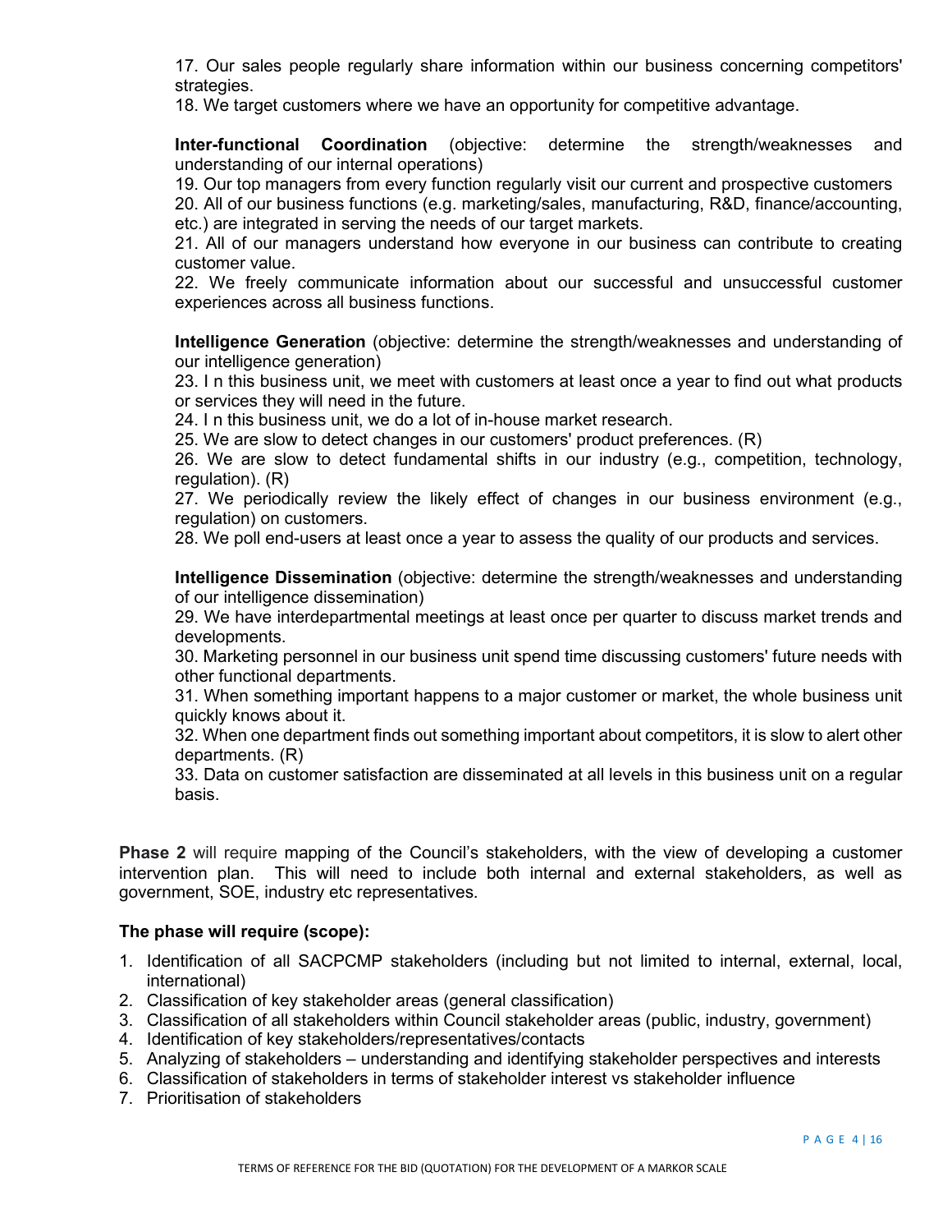17. Our sales people regularly share information within our business concerning competitors' strategies.
18. We target customers where we have an opportunity for competitive advantage.

**Inter-functional Coordination** (objective: determine the strength/weaknesses and understanding of our internal operations)
19. Our top managers from every function regularly visit our current and prospective customers
20. All of our business functions (e.g. marketing/sales, manufacturing, R&D, finance/accounting, etc.) are integrated in serving the needs of our target markets.
21. All of our managers understand how everyone in our business can contribute to creating customer value.
22. We freely communicate information about our successful and unsuccessful customer experiences across all business functions.

**Intelligence Generation** (objective: determine the strength/weaknesses and understanding of our intelligence generation)
23. I n this business unit, we meet with customers at least once a year to find out what products or services they will need in the future.
24. I n this business unit, we do a lot of in-house market research.
25. We are slow to detect changes in our customers' product preferences. (R)
26. We are slow to detect fundamental shifts in our industry (e.g., competition, technology, regulation). (R)
27. We periodically review the likely effect of changes in our business environment (e.g., regulation) on customers.
28. We poll end-users at least once a year to assess the quality of our products and services.

**Intelligence Dissemination** (objective: determine the strength/weaknesses and understanding of our intelligence dissemination)
29. We have interdepartmental meetings at least once per quarter to discuss market trends and developments.
30. Marketing personnel in our business unit spend time discussing customers' future needs with other functional departments.
31. When something important happens to a major customer or market, the whole business unit quickly knows about it.
32. When one department finds out something important about competitors, it is slow to alert other departments. (R)
33. Data on customer satisfaction are disseminated at all levels in this business unit on a regular basis.

**Phase 2** will require mapping of the Council's stakeholders, with the view of developing a customer intervention plan. This will need to include both internal and external stakeholders, as well as government, SOE, industry etc representatives.

**The phase will require (scope):**

1. Identification of all SACPCMP stakeholders (including but not limited to internal, external, local, international)
2. Classification of key stakeholder areas (general classification)
3. Classification of all stakeholders within Council stakeholder areas (public, industry, government)
4. Identification of key stakeholders/representatives/contacts
5. Analyzing of stakeholders – understanding and identifying stakeholder perspectives and interests
6. Classification of stakeholders in terms of stakeholder interest vs stakeholder influence
7. Prioritisation of stakeholders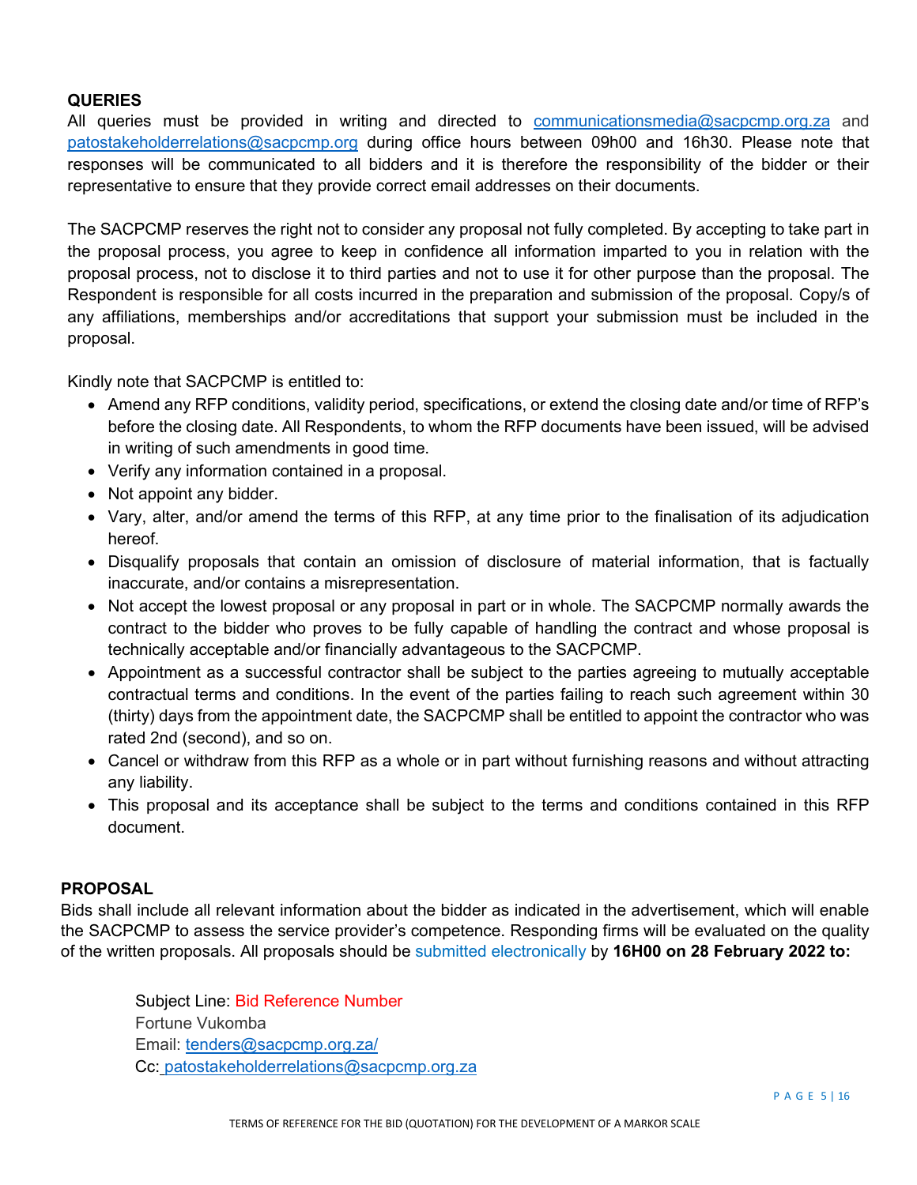**QUERIES**

All queries must be provided in writing and directed to communicationsmedia@sacpcmp.org.za and patostakeholderrelations@sacpcmp.org during office hours between 09h00 and 16h30. Please note that responses will be communicated to all bidders and it is therefore the responsibility of the bidder or their representative to ensure that they provide correct email addresses on their documents.

The SACPCMP reserves the right not to consider any proposal not fully completed. By accepting to take part in the proposal process, you agree to keep in confidence all information imparted to you in relation with the proposal process, not to disclose it to third parties and not to use it for other purpose than the proposal. The Respondent is responsible for all costs incurred in the preparation and submission of the proposal. Copy/s of any affiliations, memberships and/or accreditations that support your submission must be included in the proposal.

Kindly note that SACPCMP is entitled to:

- Amend any RFP conditions, validity period, specifications, or extend the closing date and/or time of RFP's before the closing date. All Respondents, to whom the RFP documents have been issued, will be advised in writing of such amendments in good time.
- Verify any information contained in a proposal.
- Not appoint any bidder.
- Vary, alter, and/or amend the terms of this RFP, at any time prior to the finalisation of its adjudication hereof.
- Disqualify proposals that contain an omission of disclosure of material information, that is factually inaccurate, and/or contains a misrepresentation.
- Not accept the lowest proposal or any proposal in part or in whole. The SACPCMP normally awards the contract to the bidder who proves to be fully capable of handling the contract and whose proposal is technically acceptable and/or financially advantageous to the SACPCMP.
- Appointment as a successful contractor shall be subject to the parties agreeing to mutually acceptable contractual terms and conditions. In the event of the parties failing to reach such agreement within 30 (thirty) days from the appointment date, the SACPCMP shall be entitled to appoint the contractor who was rated 2nd (second), and so on.
- Cancel or withdraw from this RFP as a whole or in part without furnishing reasons and without attracting any liability.
- This proposal and its acceptance shall be subject to the terms and conditions contained in this RFP document.

**PROPOSAL**

Bids shall include all relevant information about the bidder as indicated in the advertisement, which will enable the SACPCMP to assess the service provider's competence. Responding firms will be evaluated on the quality of the written proposals. All proposals should be submitted electronically by **16H00 on 28 February 2022 to:**

> Subject Line: Bid Reference Number
> Fortune Vukomba
> Email: tenders@sacpcmp.org.za/
> Cc: patostakeholderrelations@sacpcmp.org.za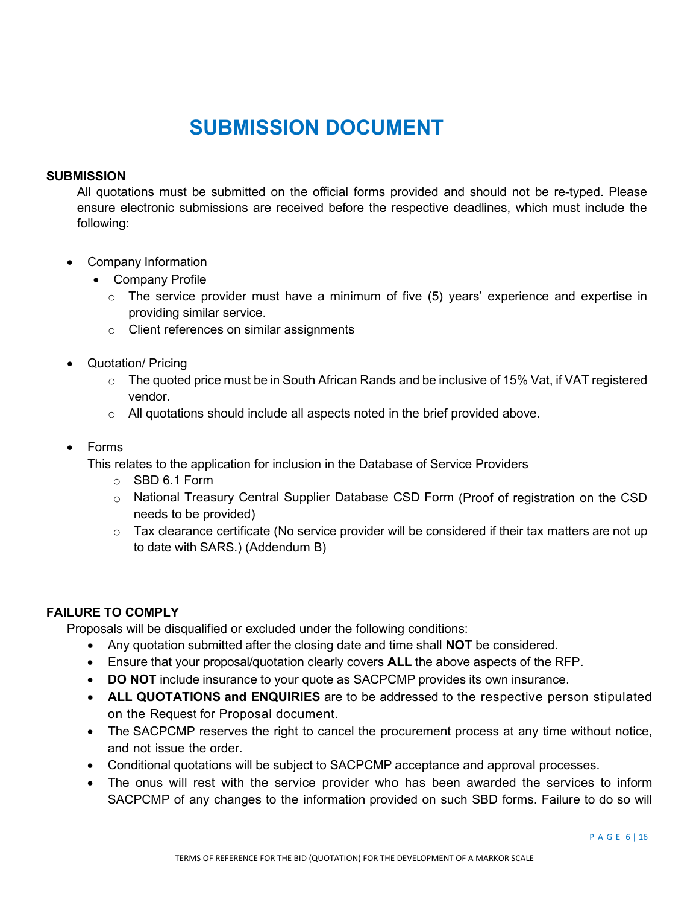# SUBMISSION DOCUMENT

**SUBMISSION**

All quotations must be submitted on the official forms provided and should not be re-typed. Please ensure electronic submissions are received before the respective deadlines, which must include the following:

- Company Information
  - Company Profile
    - The service provider must have a minimum of five (5) years' experience and expertise in providing similar service.
    - Client references on similar assignments

- Quotation/ Pricing
  - The quoted price must be in South African Rands and be inclusive of 15% Vat, if VAT registered vendor.
  - All quotations should include all aspects noted in the brief provided above.

- Forms

  This relates to the application for inclusion in the Database of Service Providers
  - SBD 6.1 Form
  - National Treasury Central Supplier Database CSD Form (Proof of registration on the CSD needs to be provided)
  - Tax clearance certificate (No service provider will be considered if their tax matters are not up to date with SARS.) (Addendum B)

**FAILURE TO COMPLY**

Proposals will be disqualified or excluded under the following conditions:

- Any quotation submitted after the closing date and time shall **NOT** be considered.
- Ensure that your proposal/quotation clearly covers **ALL** the above aspects of the RFP.
- **DO NOT** include insurance to your quote as SACPCMP provides its own insurance.
- **ALL QUOTATIONS and ENQUIRIES** are to be addressed to the respective person stipulated on the Request for Proposal document.
- The SACPCMP reserves the right to cancel the procurement process at any time without notice, and not issue the order.
- Conditional quotations will be subject to SACPCMP acceptance and approval processes.
- The onus will rest with the service provider who has been awarded the services to inform SACPCMP of any changes to the information provided on such SBD forms. Failure to do so will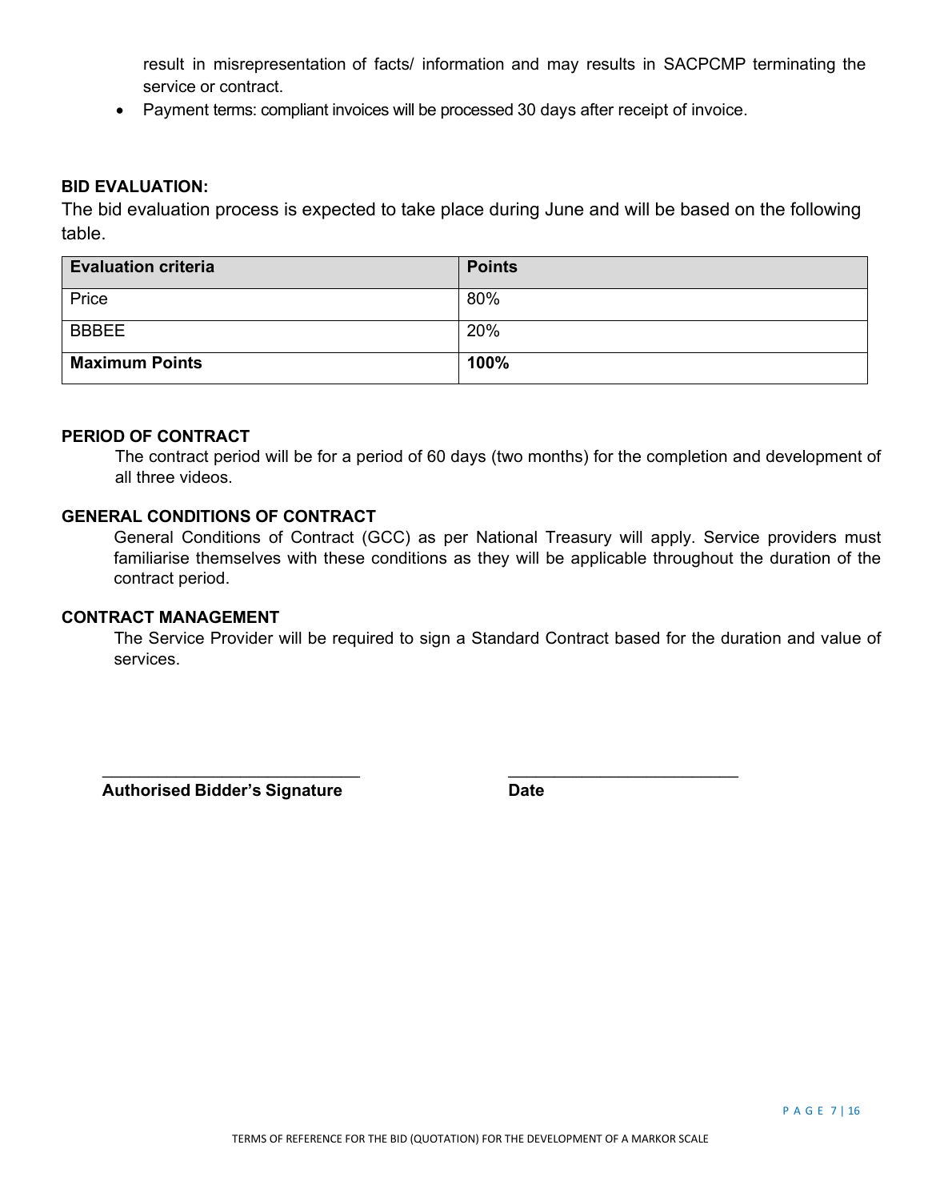result in misrepresentation of facts/ information and may results in SACPCMP terminating the service or contract.

- Payment terms: compliant invoices will be processed 30 days after receipt of invoice.

**BID EVALUATION:**

The bid evaluation process is expected to take place during June and will be based on the following table.

| Evaluation criteria | Points |
| --- | --- |
| Price | 80% |
| BBBEE | 20% |
| **Maximum Points** | **100%** |

**PERIOD OF CONTRACT**

The contract period will be for a period of 60 days (two months) for the completion and development of all three videos.

**GENERAL CONDITIONS OF CONTRACT**

General Conditions of Contract (GCC) as per National Treasury will apply. Service providers must familiarise themselves with these conditions as they will be applicable throughout the duration of the contract period.

**CONTRACT MANAGEMENT**

The Service Provider will be required to sign a Standard Contract based for the duration and value of services.

\_\_\_\_\_\_\_\_\_\_\_\_\_\_\_\_\_\_\_\_\_\_\_\_\_\_\_\_\_\_ &nbsp;&nbsp;&nbsp;&nbsp;&nbsp;&nbsp;&nbsp;&nbsp;&nbsp;&nbsp; \_\_\_\_\_\_\_\_\_\_\_\_\_\_\_\_\_\_\_\_\_\_\_\_\_\_\_

**Authorised Bidder's Signature** &nbsp;&nbsp;&nbsp;&nbsp;&nbsp;&nbsp;&nbsp;&nbsp;&nbsp;&nbsp; **Date**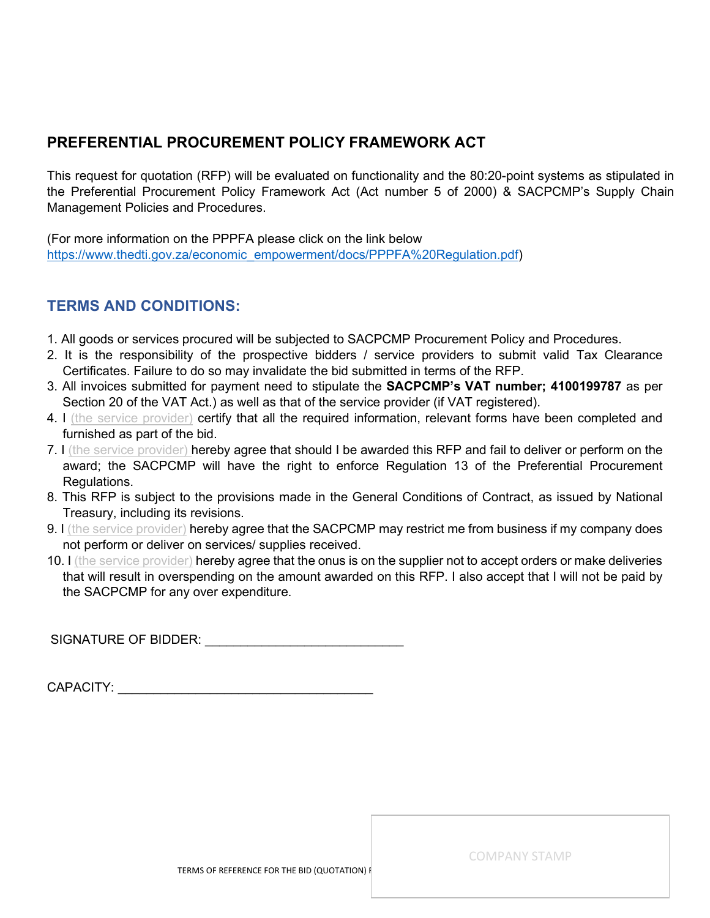## PREFERENTIAL PROCUREMENT POLICY FRAMEWORK ACT

This request for quotation (RFP) will be evaluated on functionality and the 80:20-point systems as stipulated in the Preferential Procurement Policy Framework Act (Act number 5 of 2000) & SACPCMP's Supply Chain Management Policies and Procedures.

(For more information on the PPPFA please click on the link below [https://www.thedti.gov.za/economic_empowerment/docs/PPPFA%20Regulation.pdf](https://www.thedti.gov.za/economic_empowerment/docs/PPPFA%20Regulation.pdf))

## TERMS AND CONDITIONS:

1. All goods or services procured will be subjected to SACPCMP Procurement Policy and Procedures.
2. It is the responsibility of the prospective bidders / service providers to submit valid Tax Clearance Certificates. Failure to do so may invalidate the bid submitted in terms of the RFP.
3. All invoices submitted for payment need to stipulate the **SACPCMP's VAT number; 4100199787** as per Section 20 of the VAT Act.) as well as that of the service provider (if VAT registered).
4. I (the service provider) certify that all the required information, relevant forms have been completed and furnished as part of the bid.
7. I (the service provider) hereby agree that should I be awarded this RFP and fail to deliver or perform on the award; the SACPCMP will have the right to enforce Regulation 13 of the Preferential Procurement Regulations.
8. This RFP is subject to the provisions made in the General Conditions of Contract, as issued by National Treasury, including its revisions.
9. I (the service provider) hereby agree that the SACPCMP may restrict me from business if my company does not perform or deliver on services/ supplies received.
10. I (the service provider) hereby agree that the onus is on the supplier not to accept orders or make deliveries that will result in overspending on the amount awarded on this RFP. I also accept that I will not be paid by the SACPCMP for any over expenditure.

SIGNATURE OF BIDDER: ___________________________

CAPACITY: ___________________________________

COMPANY STAMP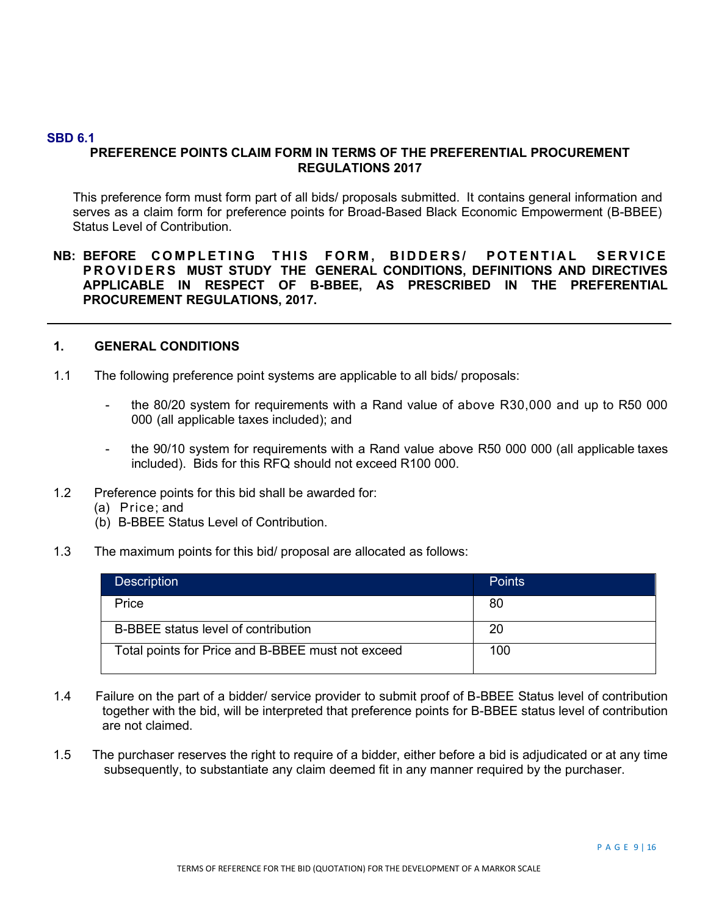**SBD 6.1**

**PREFERENCE POINTS CLAIM FORM IN TERMS OF THE PREFERENTIAL PROCUREMENT REGULATIONS 2017**

This preference form must form part of all bids/ proposals submitted. It contains general information and serves as a claim form for preference points for Broad-Based Black Economic Empowerment (B-BBEE) Status Level of Contribution.

**NB: BEFORE COMPLETING THIS FORM, BIDDERS/ POTENTIAL SERVICE PROVIDERS MUST STUDY THE GENERAL CONDITIONS, DEFINITIONS AND DIRECTIVES APPLICABLE IN RESPECT OF B-BBEE, AS PRESCRIBED IN THE PREFERENTIAL PROCUREMENT REGULATIONS, 2017.**

---

## 1. GENERAL CONDITIONS

1.1 The following preference point systems are applicable to all bids/ proposals:

- the 80/20 system for requirements with a Rand value of above R30,000 and up to R50 000 000 (all applicable taxes included); and
- the 90/10 system for requirements with a Rand value above R50 000 000 (all applicable taxes included). Bids for this RFQ should not exceed R100 000.

1.2 Preference points for this bid shall be awarded for:

(a) Price; and
(b) B-BBEE Status Level of Contribution.

1.3 The maximum points for this bid/ proposal are allocated as follows:

| Description | Points |
|---|---|
| Price | 80 |
| B-BBEE status level of contribution | 20 |
| Total points for Price and B-BBEE must not exceed | 100 |

1.4 Failure on the part of a bidder/ service provider to submit proof of B-BBEE Status level of contribution together with the bid, will be interpreted that preference points for B-BBEE status level of contribution are not claimed.

1.5 The purchaser reserves the right to require of a bidder, either before a bid is adjudicated or at any time subsequently, to substantiate any claim deemed fit in any manner required by the purchaser.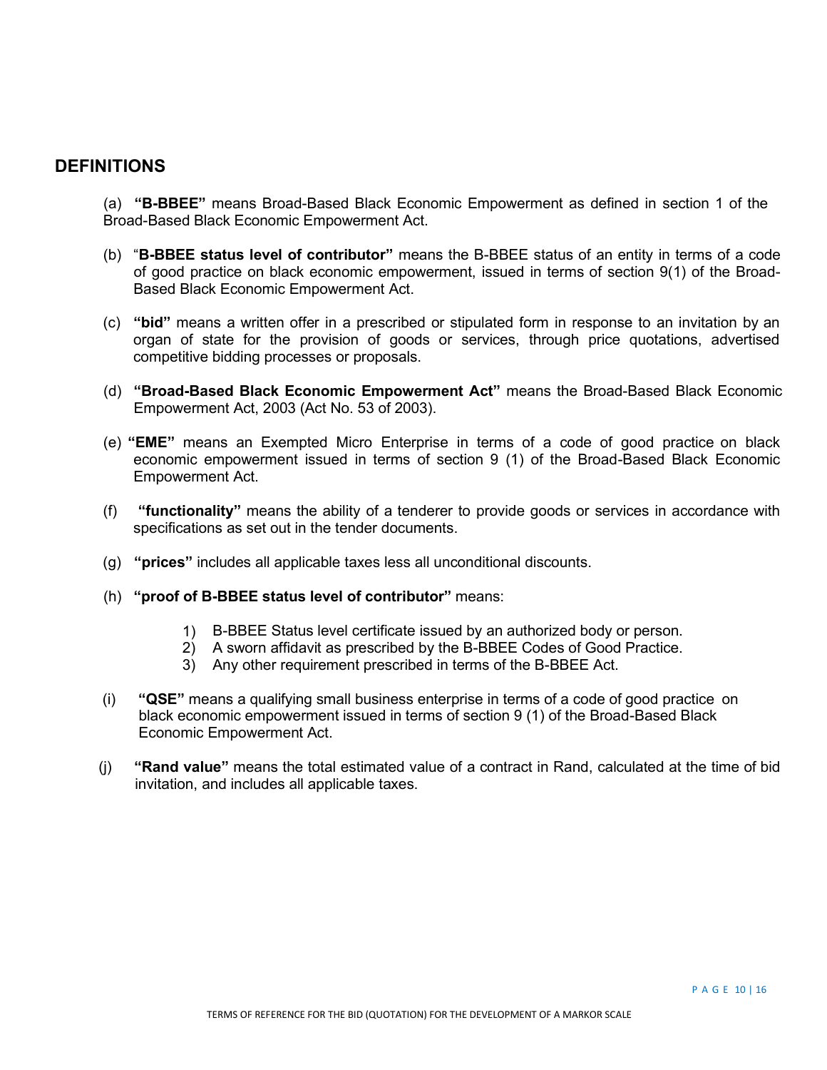## DEFINITIONS

(a) **"B-BBEE"** means Broad-Based Black Economic Empowerment as defined in section 1 of the Broad-Based Black Economic Empowerment Act.

(b) "**B-BBEE status level of contributor"** means the B-BBEE status of an entity in terms of a code of good practice on black economic empowerment, issued in terms of section 9(1) of the Broad-Based Black Economic Empowerment Act.

(c) **"bid"** means a written offer in a prescribed or stipulated form in response to an invitation by an organ of state for the provision of goods or services, through price quotations, advertised competitive bidding processes or proposals.

(d) **"Broad-Based Black Economic Empowerment Act"** means the Broad-Based Black Economic Empowerment Act, 2003 (Act No. 53 of 2003).

(e) **"EME"** means an Exempted Micro Enterprise in terms of a code of good practice on black economic empowerment issued in terms of section 9 (1) of the Broad-Based Black Economic Empowerment Act.

(f) **"functionality"** means the ability of a tenderer to provide goods or services in accordance with specifications as set out in the tender documents.

(g) **"prices"** includes all applicable taxes less all unconditional discounts.

(h) **"proof of B-BBEE status level of contributor"** means:

1) B-BBEE Status level certificate issued by an authorized body or person.
2) A sworn affidavit as prescribed by the B-BBEE Codes of Good Practice.
3) Any other requirement prescribed in terms of the B-BBEE Act.

(i) **"QSE"** means a qualifying small business enterprise in terms of a code of good practice on black economic empowerment issued in terms of section 9 (1) of the Broad-Based Black Economic Empowerment Act.

(j) **"Rand value"** means the total estimated value of a contract in Rand, calculated at the time of bid invitation, and includes all applicable taxes.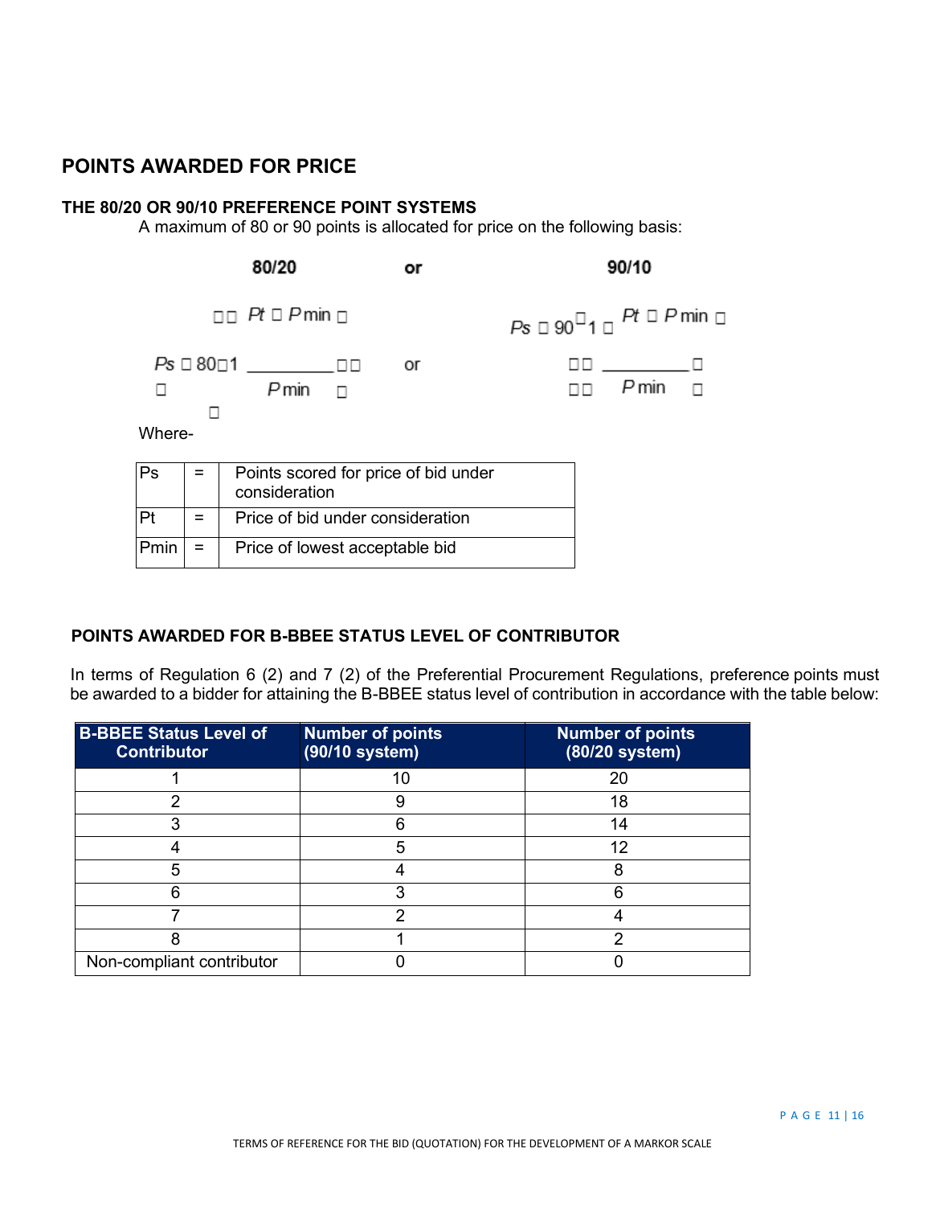## POINTS AWARDED FOR PRICE

### THE 80/20 OR 90/10 PREFERENCE POINT SYSTEMS

A maximum of 80 or 90 points is allocated for price on the following basis:

**80/20** or **90/10**

$$Ps = 80\left(1 - \frac{Pt - P\min}{P\min}\right) \quad \text{or} \quad Ps = 90\left(1 - \frac{Pt - P\min}{P\min}\right)$$

Where-

| Ps | = | Points scored for price of bid under consideration |
|---|---|---|
| Pt | = | Price of bid under consideration |
| Pmin | = | Price of lowest acceptable bid |

### POINTS AWARDED FOR B-BBEE STATUS LEVEL OF CONTRIBUTOR

In terms of Regulation 6 (2) and 7 (2) of the Preferential Procurement Regulations, preference points must be awarded to a bidder for attaining the B-BBEE status level of contribution in accordance with the table below:

| B-BBEE Status Level of Contributor | Number of points (90/10 system) | Number of points (80/20 system) |
|---|---|---|
| 1 | 10 | 20 |
| 2 | 9 | 18 |
| 3 | 6 | 14 |
| 4 | 5 | 12 |
| 5 | 4 | 8 |
| 6 | 3 | 6 |
| 7 | 2 | 4 |
| 8 | 1 | 2 |
| Non-compliant contributor | 0 | 0 |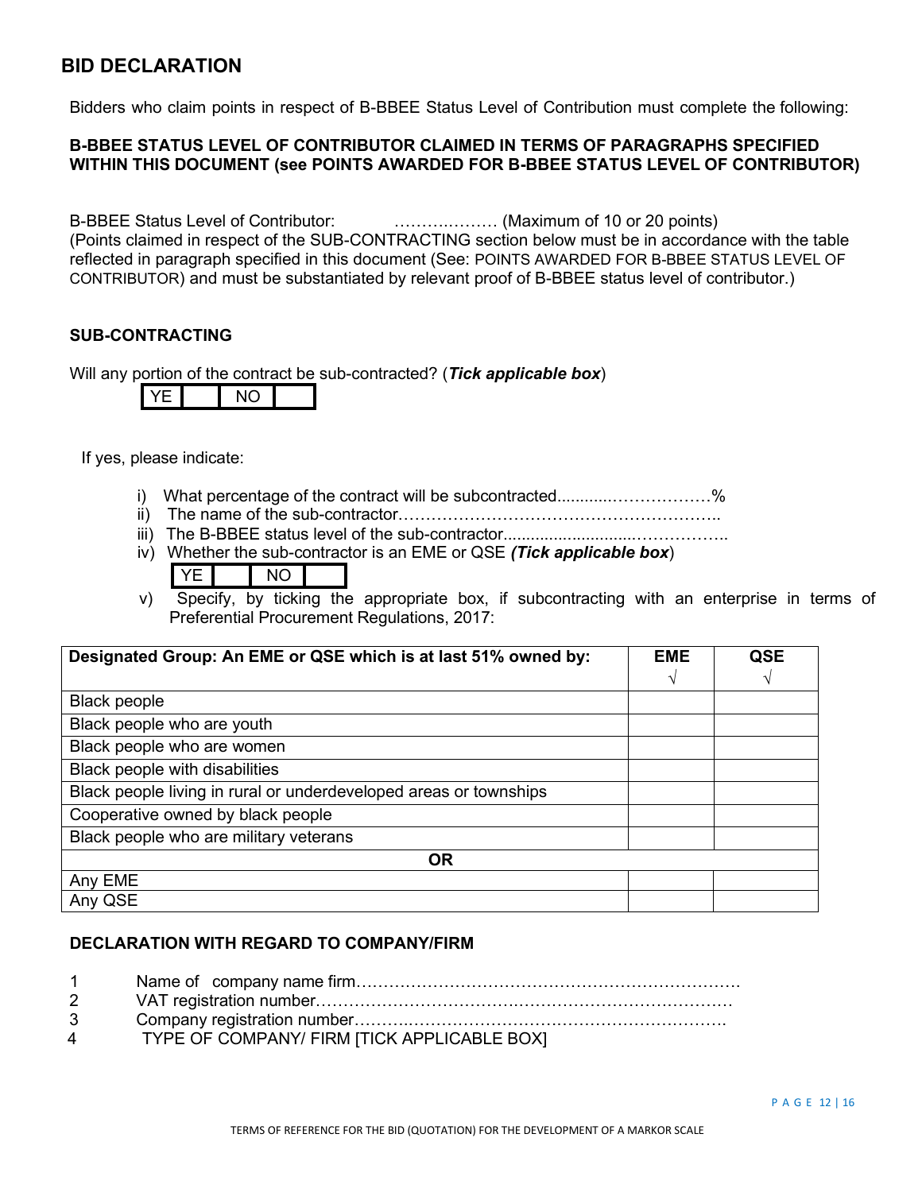## BID DECLARATION

Bidders who claim points in respect of B-BBEE Status Level of Contribution must complete the following:

**B-BBEE STATUS LEVEL OF CONTRIBUTOR CLAIMED IN TERMS OF PARAGRAPHS SPECIFIED WITHIN THIS DOCUMENT (see POINTS AWARDED FOR B-BBEE STATUS LEVEL OF CONTRIBUTOR)**

B-BBEE Status Level of Contributor: ……….……… (Maximum of 10 or 20 points)
(Points claimed in respect of the SUB-CONTRACTING section below must be in accordance with the table reflected in paragraph specified in this document (See: POINTS AWARDED FOR B-BBEE STATUS LEVEL OF CONTRIBUTOR) and must be substantiated by relevant proof of B-BBEE status level of contributor.)

**SUB-CONTRACTING**

Will any portion of the contract be sub-contracted? (***Tick applicable box***)

| YE | | NO | |
|---|---|---|---|

If yes, please indicate:

i) What percentage of the contract will be subcontracted............………………%
ii) The name of the sub-contractor…………………………………………………..
iii) The B-BBEE status level of the sub-contractor.............................……………..
iv) Whether the sub-contractor is an EME or QSE ***(Tick applicable box)***

| YE | | NO | |
|---|---|---|---|

v) Specify, by ticking the appropriate box, if subcontracting with an enterprise in terms of Preferential Procurement Regulations, 2017:

| **Designated Group: An EME or QSE which is at last 51% owned by:** | **EME** √ | **QSE** √ |
|---|---|---|
| Black people | | |
| Black people who are youth | | |
| Black people who are women | | |
| Black people with disabilities | | |
| Black people living in rural or underdeveloped areas or townships | | |
| Cooperative owned by black people | | |
| Black people who are military veterans | | |
| **OR** | | |
| Any EME | | |
| Any QSE | | |

**DECLARATION WITH REGARD TO COMPANY/FIRM**

1 Name of company name firm…………………………………………………………….
2 VAT registration number……………………………………………………………………
3 Company registration number…………………………………………………………….
4 TYPE OF COMPANY/ FIRM [TICK APPLICABLE BOX]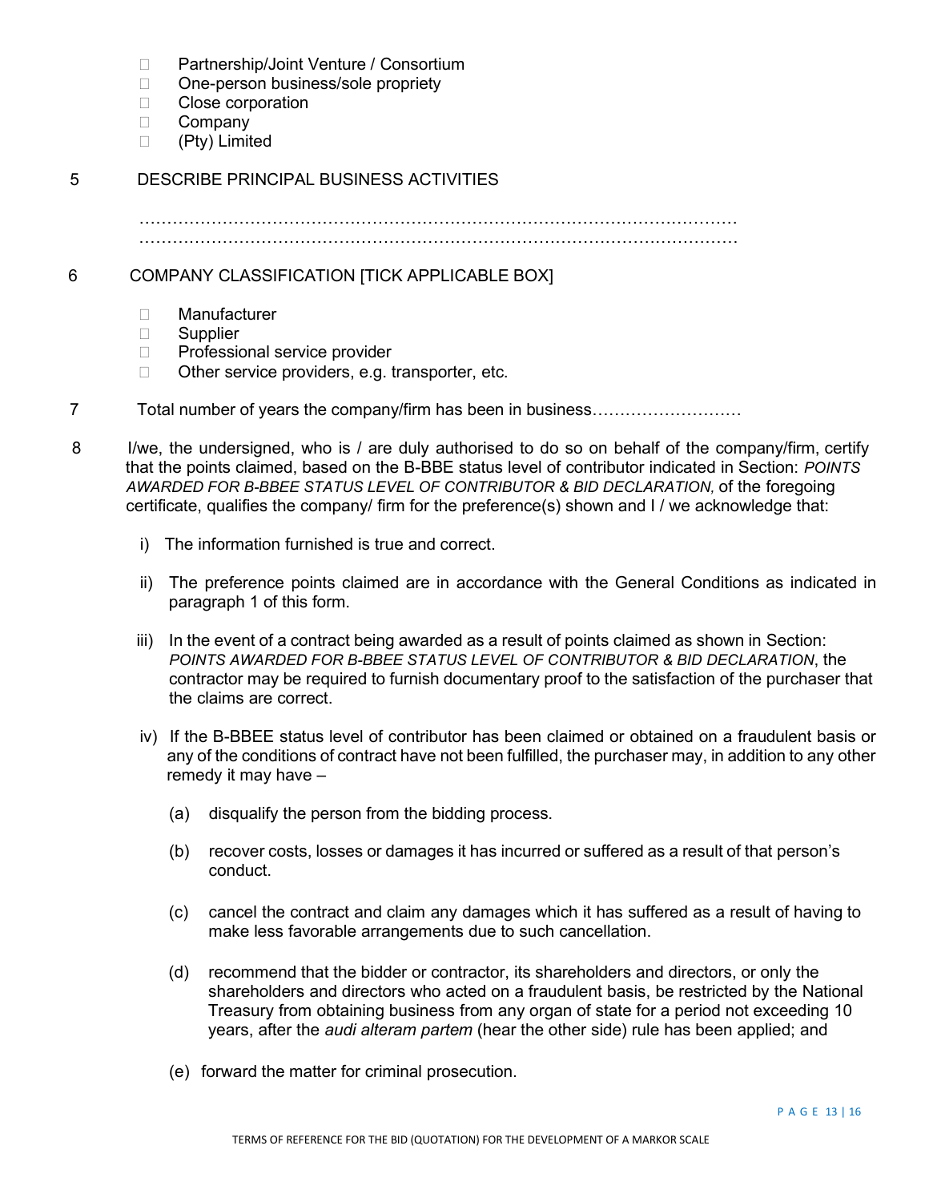- ☐ Partnership/Joint Venture / Consortium
- ☐ One-person business/sole propriety
- ☐ Close corporation
- ☐ Company
- ☐ (Pty) Limited

5 DESCRIBE PRINCIPAL BUSINESS ACTIVITIES

…………………………………………………………………………………………………
…………………………………………………………………………………………………

6 COMPANY CLASSIFICATION [TICK APPLICABLE BOX]

- ☐ Manufacturer
- ☐ Supplier
- ☐ Professional service provider
- ☐ Other service providers, e.g. transporter, etc.

7 Total number of years the company/firm has been in business………………………

8 I/we, the undersigned, who is / are duly authorised to do so on behalf of the company/firm, certify that the points claimed, based on the B-BBE status level of contributor indicated in Section: *POINTS AWARDED FOR B-BBEE STATUS LEVEL OF CONTRIBUTOR & BID DECLARATION,* of the foregoing certificate, qualifies the company/ firm for the preference(s) shown and I / we acknowledge that:

i) The information furnished is true and correct.

ii) The preference points claimed are in accordance with the General Conditions as indicated in paragraph 1 of this form.

iii) In the event of a contract being awarded as a result of points claimed as shown in Section: *POINTS AWARDED FOR B-BBEE STATUS LEVEL OF CONTRIBUTOR & BID DECLARATION*, the contractor may be required to furnish documentary proof to the satisfaction of the purchaser that the claims are correct.

iv) If the B-BBEE status level of contributor has been claimed or obtained on a fraudulent basis or any of the conditions of contract have not been fulfilled, the purchaser may, in addition to any other remedy it may have –

(a) disqualify the person from the bidding process.

(b) recover costs, losses or damages it has incurred or suffered as a result of that person's conduct.

(c) cancel the contract and claim any damages which it has suffered as a result of having to make less favorable arrangements due to such cancellation.

(d) recommend that the bidder or contractor, its shareholders and directors, or only the shareholders and directors who acted on a fraudulent basis, be restricted by the National Treasury from obtaining business from any organ of state for a period not exceeding 10 years, after the *audi alteram partem* (hear the other side) rule has been applied; and

(e) forward the matter for criminal prosecution.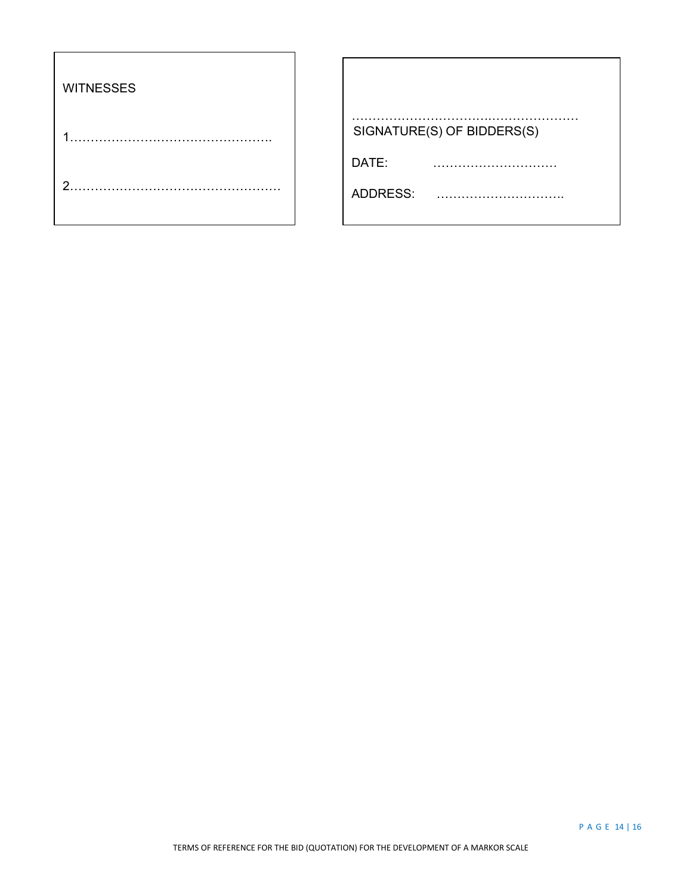WITNESSES

1…………………………………………….

2……………………………………………

………………………………………………
SIGNATURE(S) OF BIDDERS(S)

DATE: …………………………

ADDRESS: …………………………..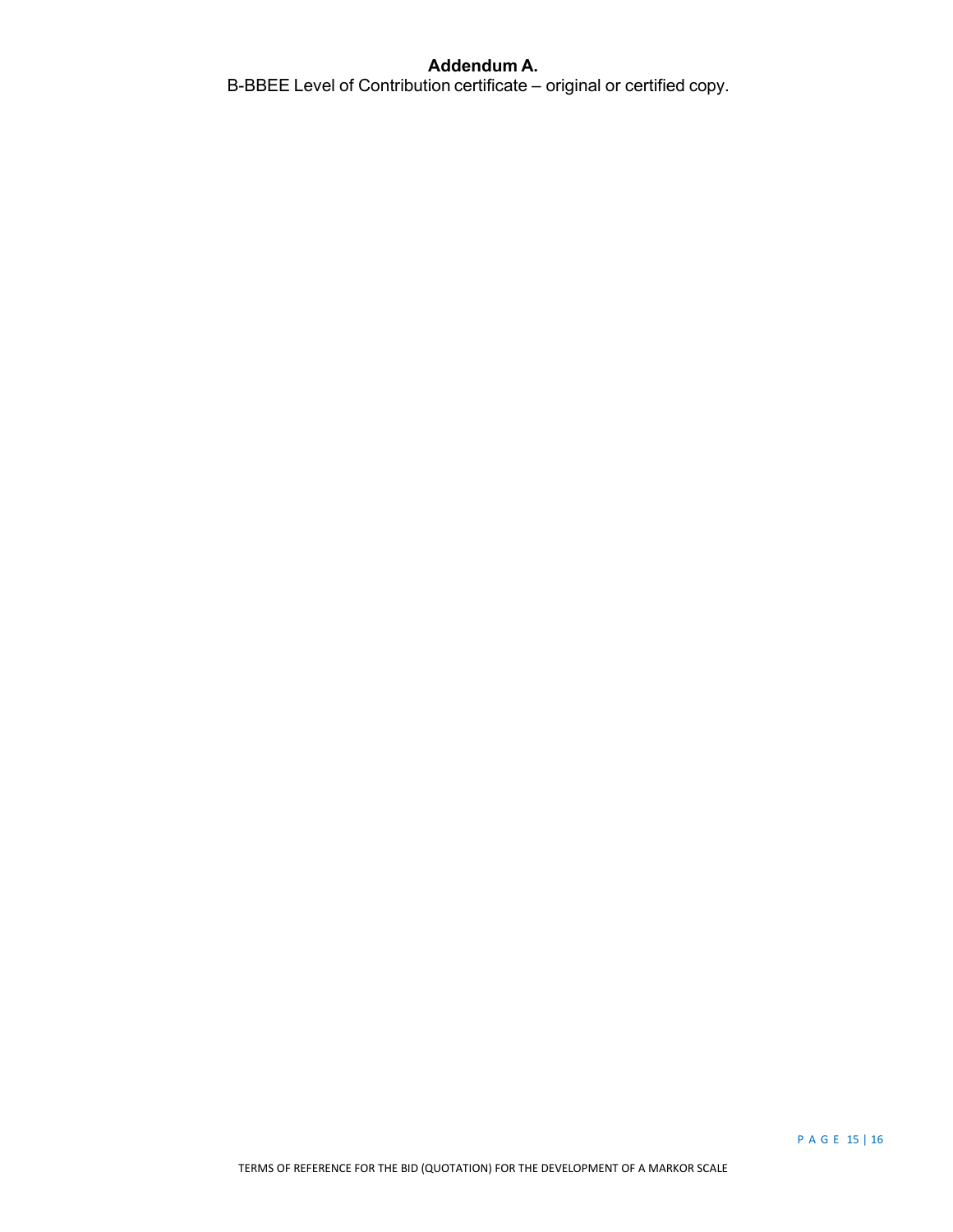**Addendum A.**

B-BBEE Level of Contribution certificate – original or certified copy.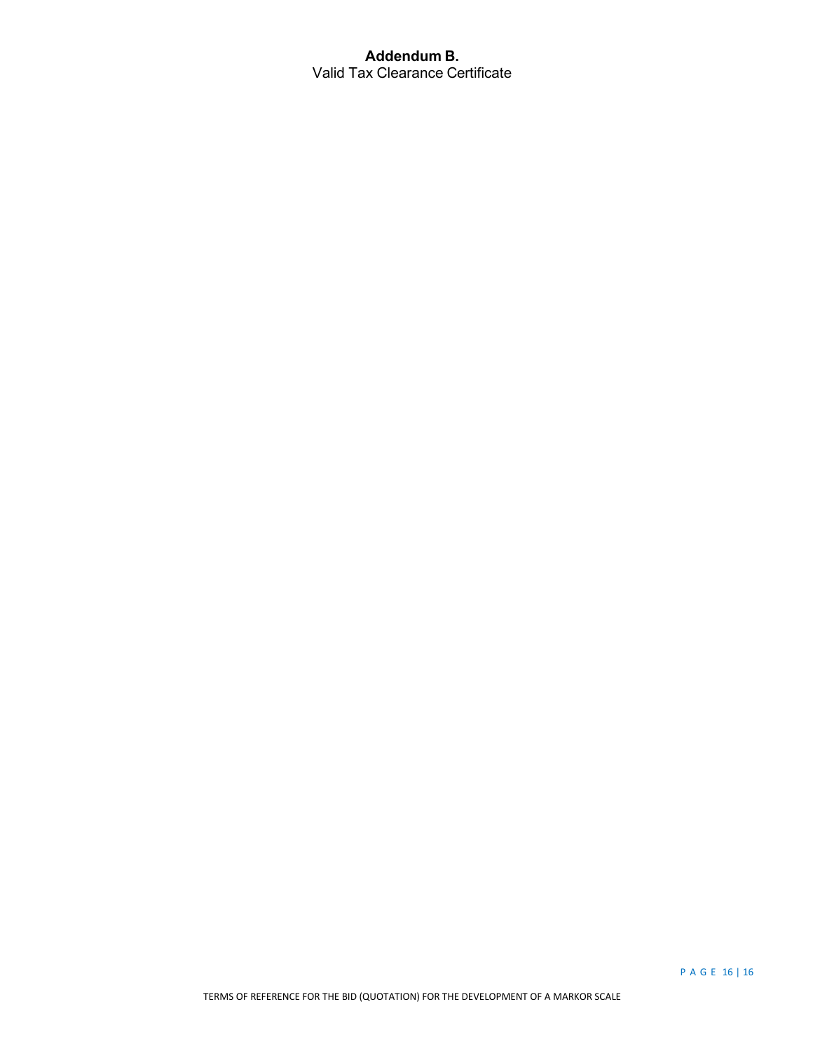**Addendum B.**

Valid Tax Clearance Certificate